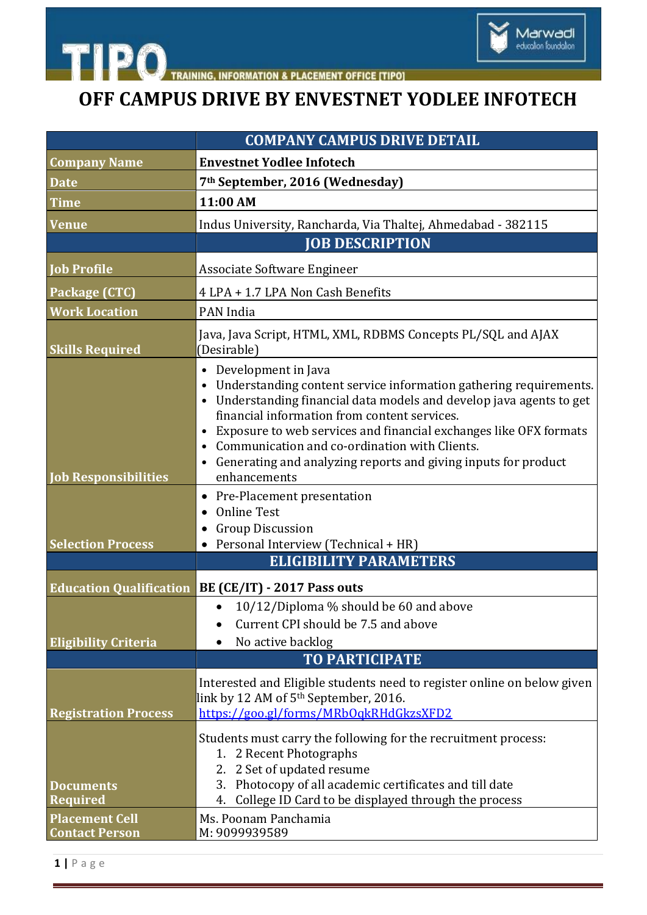TIPO TRAINING, INFORMATION & PLACEMENT OFFICE [TIPO]

# OFF CAMPUS DRIVE BY ENVESTNET YODLEE INFOTECH

| | COMPANY CAMPUS DRIVE DETAIL |
|---|---|
| **Company Name** | **Envestnet Yodlee Infotech** |
| **Date** | **7th September, 2016 (Wednesday)** |
| **Time** | **11:00 AM** |
| **Venue** | Indus University, Rancharda, Via Thaltej, Ahmedabad - 382115 |
| | **JOB DESCRIPTION** |
| **Job Profile** | Associate Software Engineer |
| **Package (CTC)** | 4 LPA + 1.7 LPA Non Cash Benefits |
| **Work Location** | PAN India |
| **Skills Required** | Java, Java Script, HTML, XML, RDBMS Concepts PL/SQL and AJAX (Desirable) |
| **Job Responsibilities** | • Development in Java<br>• Understanding content service information gathering requirements.<br>• Understanding financial data models and develop java agents to get financial information from content services.<br>• Exposure to web services and financial exchanges like OFX formats<br>• Communication and co-ordination with Clients.<br>• Generating and analyzing reports and giving inputs for product enhancements |
| **Selection Process** | • Pre-Placement presentation<br>• Online Test<br>• Group Discussion<br>• Personal Interview (Technical + HR) |
| | **ELIGIBILITY PARAMETERS** |
| **Education Qualification** | **BE (CE/IT) - 2017 Pass outs** |
| **Eligibility Criteria** | • 10/12/Diploma % should be 60 and above<br>• Current CPI should be 7.5 and above<br>• No active backlog |
| | **TO PARTICIPATE** |
| **Registration Process** | Interested and Eligible students need to register online on below given link by 12 AM of 5th September, 2016.<br>https://goo.gl/forms/MRbOqkRHdGkzsXFD2 |
| **Documents Required** | Students must carry the following for the recruitment process:<br>1. 2 Recent Photographs<br>2. 2 Set of updated resume<br>3. Photocopy of all academic certificates and till date<br>4. College ID Card to be displayed through the process |
| **Placement Cell Contact Person** | Ms. Poonam Panchamia<br>M: 9099939589 |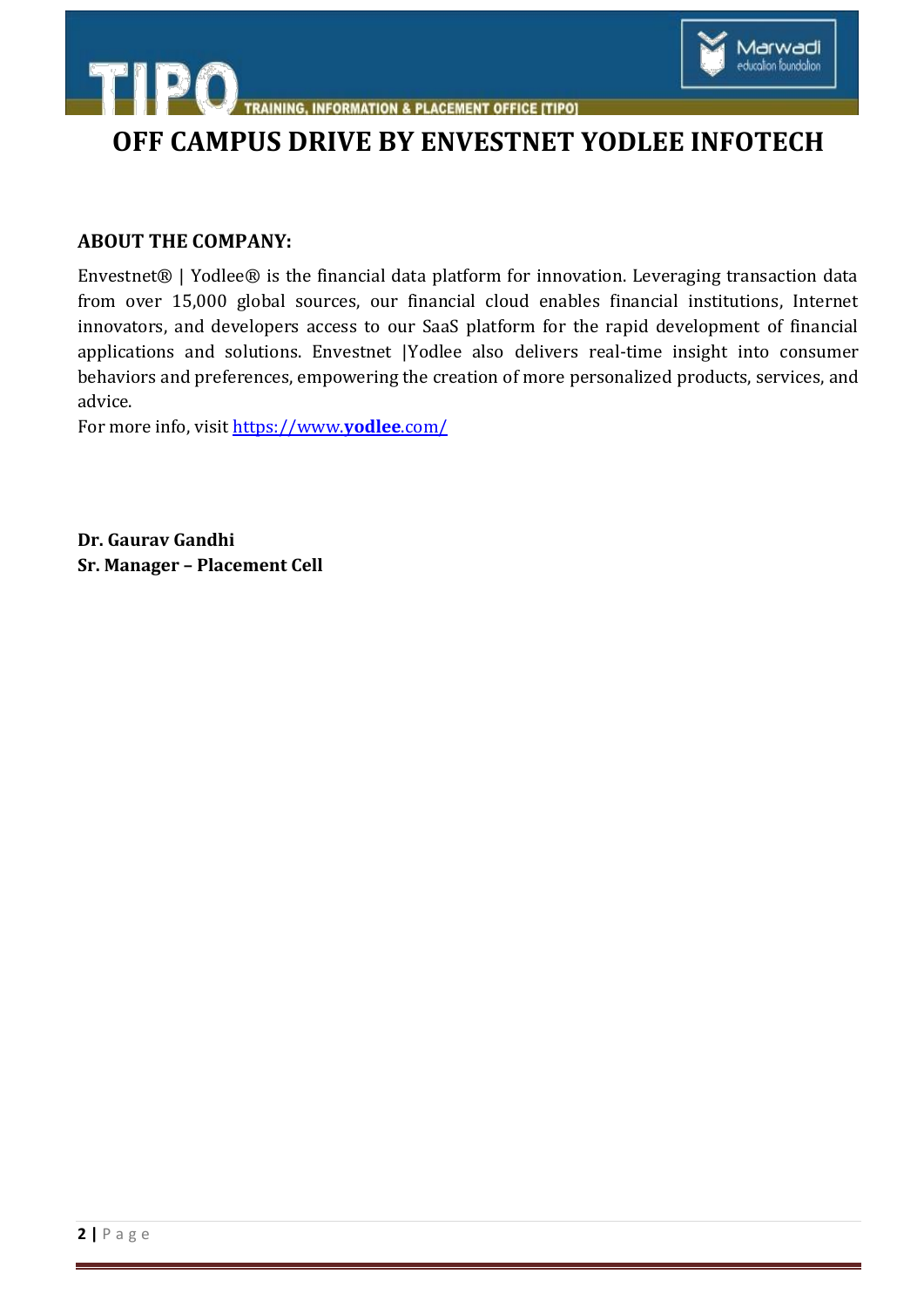# OFF CAMPUS DRIVE BY ENVESTNET YODLEE INFOTECH

## ABOUT THE COMPANY:

Envestnet® | Yodlee® is the financial data platform for innovation. Leveraging transaction data from over 15,000 global sources, our financial cloud enables financial institutions, Internet innovators, and developers access to our SaaS platform for the rapid development of financial applications and solutions. Envestnet |Yodlee also delivers real-time insight into consumer behaviors and preferences, empowering the creation of more personalized products, services, and advice.

For more info, visit https://www.yodlee.com/

**Dr. Gaurav Gandhi**
**Sr. Manager – Placement Cell**